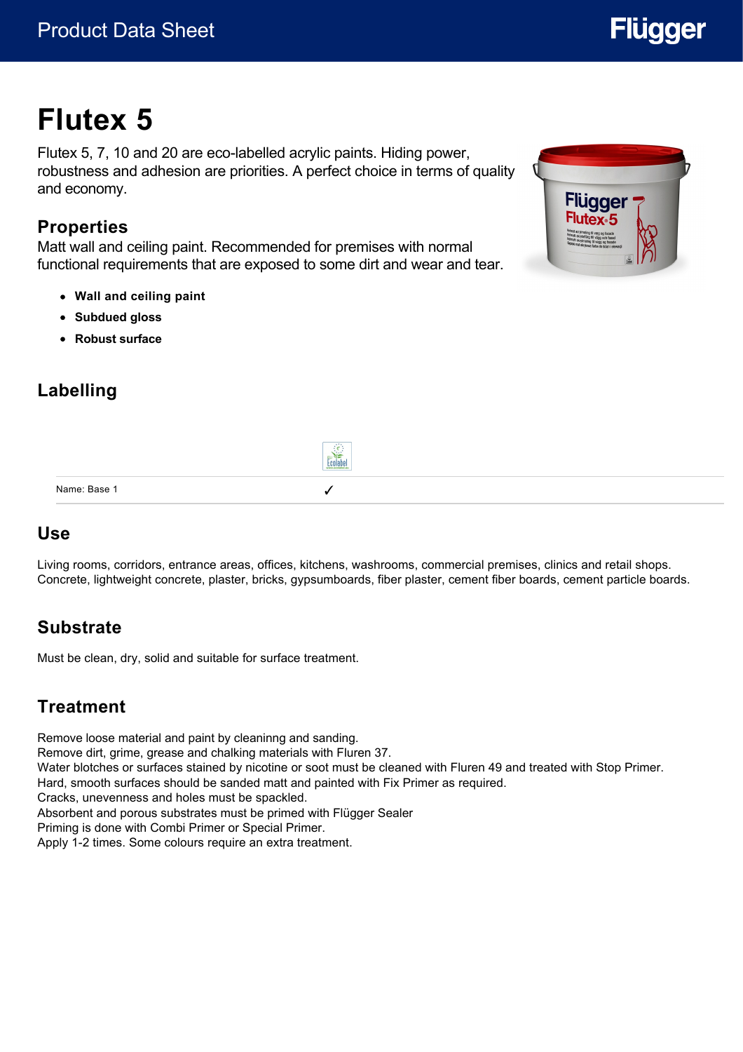# Flutex 5

Flutex 5, 7, 10 and 20 are eco-labelled acrylic paints. Hiding power, robustness and adhesion are priorities. A perfect choice in terms of quality and economy.

## Properties

Matt wall and ceiling paint. Recommended for premises with normal functional requirements that are exposed to some dirt and wear and tear.

- **Wall and ceiling paint**
- **Subdued gloss**
- **Robust surface**

## Labelling

| | Ecolabel |
|---|---|
| Name: Base 1 | ✓ |

## Use

Living rooms, corridors, entrance areas, offices, kitchens, washrooms, commercial premises, clinics and retail shops.
Concrete, lightweight concrete, plaster, bricks, gypsumboards, fiber plaster, cement fiber boards, cement particle boards.

## Substrate

Must be clean, dry, solid and suitable for surface treatment.

## Treatment

Remove loose material and paint by cleaninng and sanding.
Remove dirt, grime, grease and chalking materials with Fluren 37.
Water blotches or surfaces stained by nicotine or soot must be cleaned with Fluren 49 and treated with Stop Primer.
Hard, smooth surfaces should be sanded matt and painted with Fix Primer as required.
Cracks, unevenness and holes must be spackled.
Absorbent and porous substrates must be primed with Flügger Sealer
Priming is done with Combi Primer or Special Primer.
Apply 1-2 times. Some colours require an extra treatment.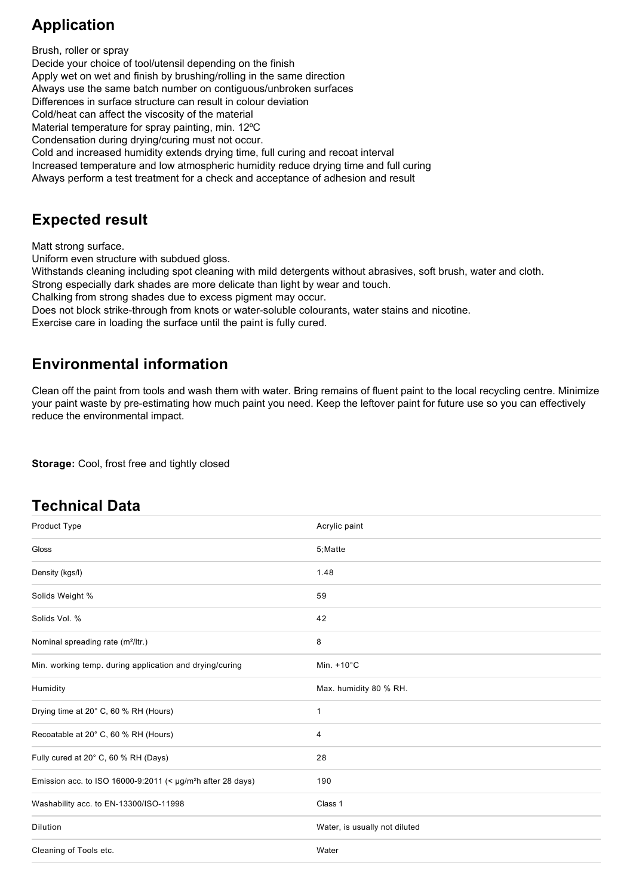## Application

Brush, roller or spray
Decide your choice of tool/utensil depending on the finish
Apply wet on wet and finish by brushing/rolling in the same direction
Always use the same batch number on contiguous/unbroken surfaces
Differences in surface structure can result in colour deviation
Cold/heat can affect the viscosity of the material
Material temperature for spray painting, min. 12ºC
Condensation during drying/curing must not occur.
Cold and increased humidity extends drying time, full curing and recoat interval
Increased temperature and low atmospheric humidity reduce drying time and full curing
Always perform a test treatment for a check and acceptance of adhesion and result

## Expected result

Matt strong surface.
Uniform even structure with subdued gloss.
Withstands cleaning including spot cleaning with mild detergents without abrasives, soft brush, water and cloth.
Strong especially dark shades are more delicate than light by wear and touch.
Chalking from strong shades due to excess pigment may occur.
Does not block strike-through from knots or water-soluble colourants, water stains and nicotine.
Exercise care in loading the surface until the paint is fully cured.

## Environmental information

Clean off the paint from tools and wash them with water. Bring remains of fluent paint to the local recycling centre. Minimize your paint waste by pre-estimating how much paint you need. Keep the leftover paint for future use so you can effectively reduce the environmental impact.

**Storage:** Cool, frost free and tightly closed

## Technical Data

| | |
|---|---|
| Product Type | Acrylic paint |
| Gloss | 5;Matte |
| Density (kgs/l) | 1.48 |
| Solids Weight % | 59 |
| Solids Vol. % | 42 |
| Nominal spreading rate (m²/ltr.) | 8 |
| Min. working temp. during application and drying/curing | Min. +10°C |
| Humidity | Max. humidity 80 % RH. |
| Drying time at 20° C, 60 % RH (Hours) | 1 |
| Recoatable at 20° C, 60 % RH (Hours) | 4 |
| Fully cured at 20° C, 60 % RH (Days) | 28 |
| Emission acc. to ISO 16000-9:2011 (< µg/m²h after 28 days) | 190 |
| Washability acc. to EN-13300/ISO-11998 | Class 1 |
| Dilution | Water, is usually not diluted |
| Cleaning of Tools etc. | Water |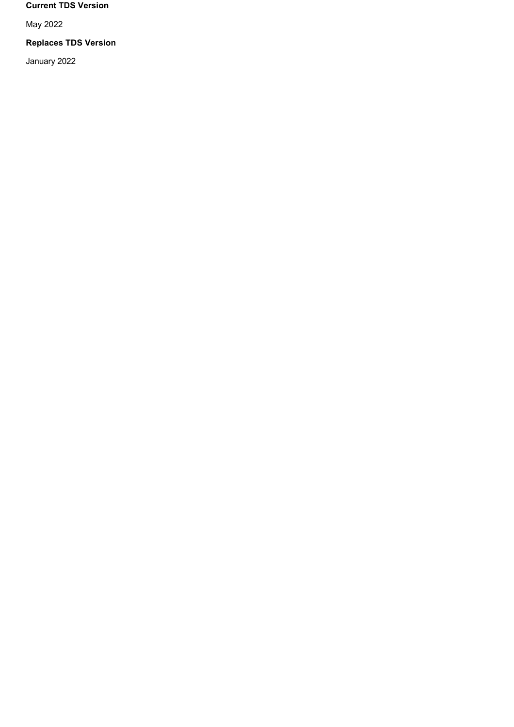**Current TDS Version**

May 2022

**Replaces TDS Version**

January 2022